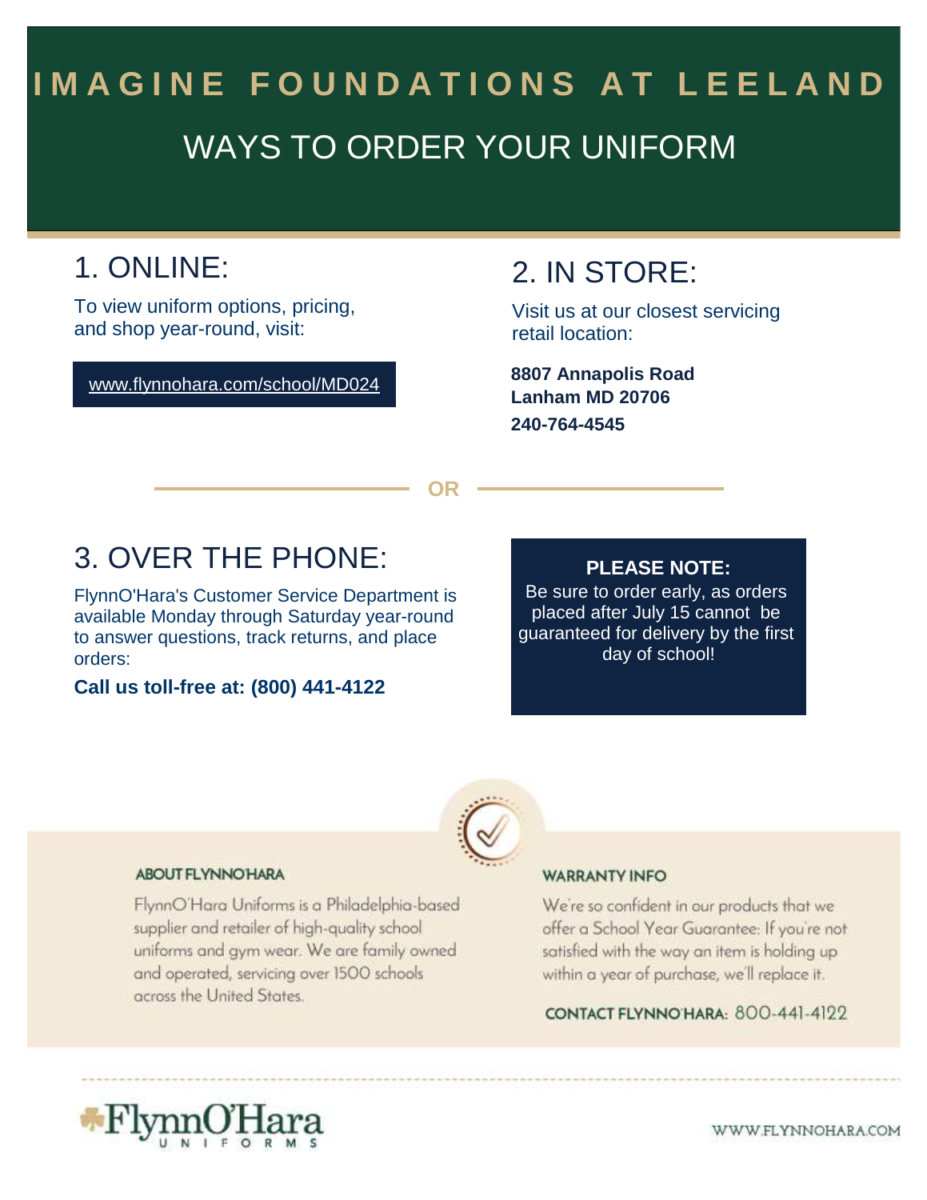# IMAGINE FOUNDATIONS AT LEELAND

## WAYS TO ORDER YOUR UNIFORM

## 1. ONLINE:

To view uniform options, pricing, and shop year-round, visit:

www.flynnohara.com/school/MD024

## 2. IN STORE:

Visit us at our closest servicing retail location:

**8807 Annapolis Road**
**Lanham MD 20706**
**240-764-4545**

**OR**

## 3. OVER THE PHONE:

FlynnO'Hara's Customer Service Department is available Monday through Saturday year-round to answer questions, track returns, and place orders:

**Call us toll-free at: (800) 441-4122**

**PLEASE NOTE:**
Be sure to order early, as orders placed after July 15 cannot be guaranteed for delivery by the first day of school!

### ABOUT FLYNNOHARA

FlynnO'Hara Uniforms is a Philadelphia-based supplier and retailer of high-quality school uniforms and gym wear. We are family owned and operated, servicing over 1500 schools across the United States.

### WARRANTY INFO

We're so confident in our products that we offer a School Year Guarantee: If you're not satisfied with the way an item is holding up within a year of purchase, we'll replace it.

**CONTACT FLYNNO'HARA:** 800-441-4122

FlynnO'Hara UNIFORMS

WWW.FLYNNOHARA.COM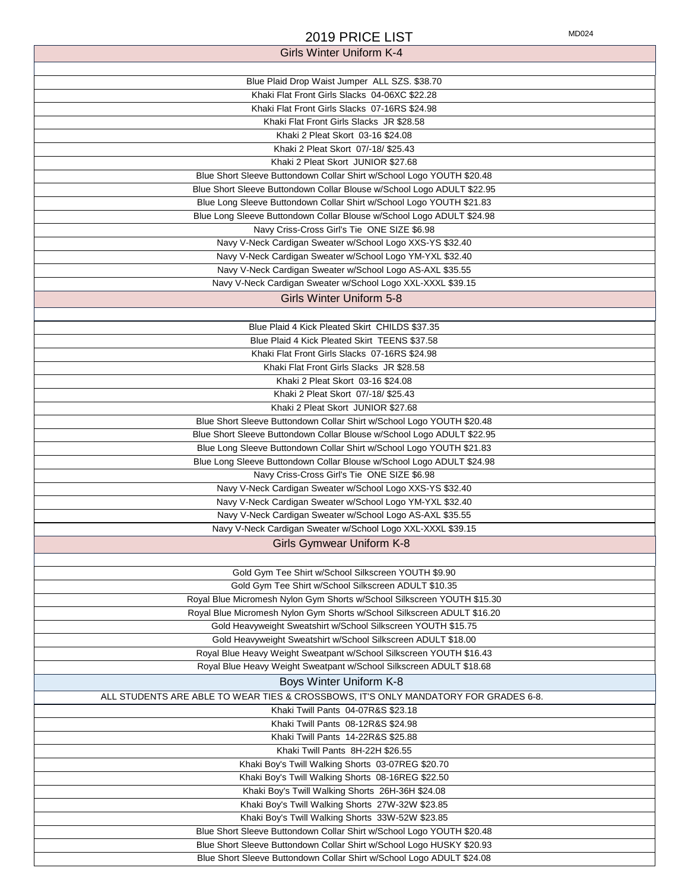# 2019 PRICE LIST

MD024

## Girls Winter Uniform K-4

Blue Plaid Drop Waist Jumper  ALL SZS. $38.70
Khaki Flat Front Girls Slacks  04-06XC $22.28
Khaki Flat Front Girls Slacks  07-16RS $24.98
Khaki Flat Front Girls Slacks  JR $28.58
Khaki 2 Pleat Skort  03-16 $24.08
Khaki 2 Pleat Skort  07/-18/ $25.43
Khaki 2 Pleat Skort  JUNIOR $27.68
Blue Short Sleeve Buttondown Collar Shirt w/School Logo YOUTH $20.48
Blue Short Sleeve Buttondown Collar Blouse w/School Logo ADULT $22.95
Blue Long Sleeve Buttondown Collar Shirt w/School Logo YOUTH $21.83
Blue Long Sleeve Buttondown Collar Blouse w/School Logo ADULT $24.98
Navy Criss-Cross Girl's Tie  ONE SIZE $6.98
Navy V-Neck Cardigan Sweater w/School Logo XXS-YS $32.40
Navy V-Neck Cardigan Sweater w/School Logo YM-YXL $32.40
Navy V-Neck Cardigan Sweater w/School Logo AS-AXL $35.55
Navy V-Neck Cardigan Sweater w/School Logo XXL-XXXL $39.15

## Girls Winter Uniform 5-8

Blue Plaid 4 Kick Pleated Skirt  CHILDS $37.35
Blue Plaid 4 Kick Pleated Skirt  TEENS $37.58
Khaki Flat Front Girls Slacks  07-16RS $24.98
Khaki Flat Front Girls Slacks  JR $28.58
Khaki 2 Pleat Skort  03-16 $24.08
Khaki 2 Pleat Skort  07/-18/ $25.43
Khaki 2 Pleat Skort  JUNIOR $27.68
Blue Short Sleeve Buttondown Collar Shirt w/School Logo YOUTH $20.48
Blue Short Sleeve Buttondown Collar Blouse w/School Logo ADULT $22.95
Blue Long Sleeve Buttondown Collar Shirt w/School Logo YOUTH $21.83
Blue Long Sleeve Buttondown Collar Blouse w/School Logo ADULT $24.98
Navy Criss-Cross Girl's Tie  ONE SIZE $6.98
Navy V-Neck Cardigan Sweater w/School Logo XXS-YS $32.40
Navy V-Neck Cardigan Sweater w/School Logo YM-YXL $32.40
Navy V-Neck Cardigan Sweater w/School Logo AS-AXL $35.55
Navy V-Neck Cardigan Sweater w/School Logo XXL-XXXL $39.15

## Girls Gymwear Uniform K-8

Gold Gym Tee Shirt w/School Silkscreen YOUTH $9.90
Gold Gym Tee Shirt w/School Silkscreen ADULT $10.35
Royal Blue Micromesh Nylon Gym Shorts w/School Silkscreen YOUTH $15.30
Royal Blue Micromesh Nylon Gym Shorts w/School Silkscreen ADULT $16.20
Gold Heavyweight Sweatshirt w/School Silkscreen YOUTH $15.75
Gold Heavyweight Sweatshirt w/School Silkscreen ADULT $18.00
Royal Blue Heavy Weight Sweatpant w/School Silkscreen YOUTH $16.43
Royal Blue Heavy Weight Sweatpant w/School Silkscreen ADULT $18.68

## Boys Winter Uniform K-8

ALL STUDENTS ARE ABLE TO WEAR TIES & CROSSBOWS, IT'S ONLY MANDATORY FOR GRADES 6-8.

Khaki Twill Pants  04-07R&S $23.18
Khaki Twill Pants  08-12R&S $24.98
Khaki Twill Pants  14-22R&S $25.88
Khaki Twill Pants  8H-22H $26.55
Khaki Boy's Twill Walking Shorts  03-07REG $20.70
Khaki Boy's Twill Walking Shorts  08-16REG $22.50
Khaki Boy's Twill Walking Shorts  26H-36H $24.08
Khaki Boy's Twill Walking Shorts  27W-32W $23.85
Khaki Boy's Twill Walking Shorts  33W-52W $23.85
Blue Short Sleeve Buttondown Collar Shirt w/School Logo YOUTH $20.48
Blue Short Sleeve Buttondown Collar Shirt w/School Logo HUSKY $20.93
Blue Short Sleeve Buttondown Collar Shirt w/School Logo ADULT $24.08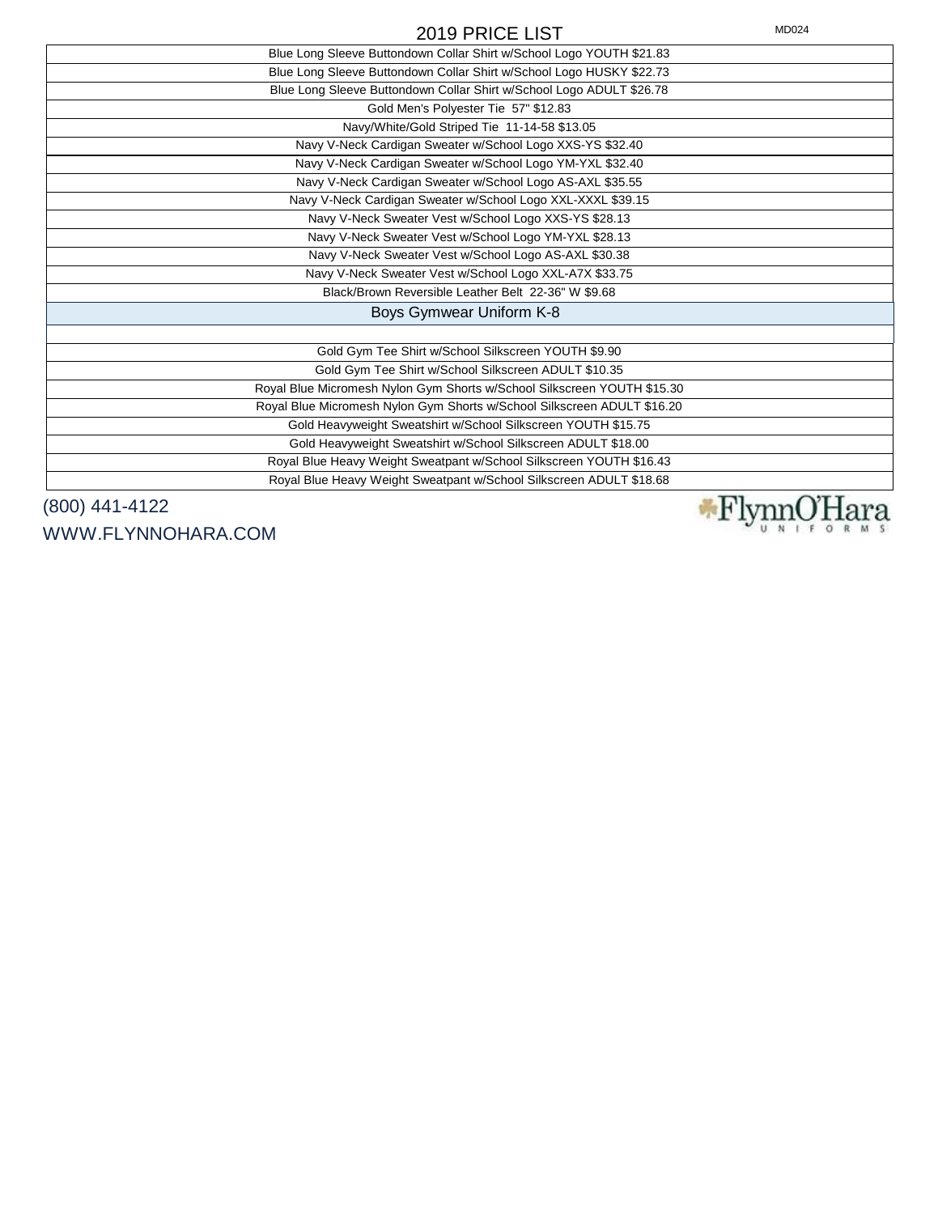## 2019 PRICE LIST

MD024

| |
|---|
| Blue Long Sleeve Buttondown Collar Shirt w/School Logo YOUTH $21.83 |
| Blue Long Sleeve Buttondown Collar Shirt w/School Logo HUSKY $22.73 |
| Blue Long Sleeve Buttondown Collar Shirt w/School Logo ADULT $26.78 |
| Gold Men's Polyester Tie 57" $12.83 |
| Navy/White/Gold Striped Tie 11-14-58 $13.05 |
| Navy V-Neck Cardigan Sweater w/School Logo XXS-YS $32.40 |
| Navy V-Neck Cardigan Sweater w/School Logo YM-YXL $32.40 |
| Navy V-Neck Cardigan Sweater w/School Logo AS-AXL $35.55 |
| Navy V-Neck Cardigan Sweater w/School Logo XXL-XXXL $39.15 |
| Navy V-Neck Sweater Vest w/School Logo XXS-YS $28.13 |
| Navy V-Neck Sweater Vest w/School Logo YM-YXL $28.13 |
| Navy V-Neck Sweater Vest w/School Logo AS-AXL $30.38 |
| Navy V-Neck Sweater Vest w/School Logo XXL-A7X $33.75 |
| Black/Brown Reversible Leather Belt 22-36" W $9.68 |
| **Boys Gymwear Uniform K-8** |
| |
| Gold Gym Tee Shirt w/School Silkscreen YOUTH $9.90 |
| Gold Gym Tee Shirt w/School Silkscreen ADULT $10.35 |
| Royal Blue Micromesh Nylon Gym Shorts w/School Silkscreen YOUTH $15.30 |
| Royal Blue Micromesh Nylon Gym Shorts w/School Silkscreen ADULT $16.20 |
| Gold Heavyweight Sweatshirt w/School Silkscreen YOUTH $15.75 |
| Gold Heavyweight Sweatshirt w/School Silkscreen ADULT $18.00 |
| Royal Blue Heavy Weight Sweatpant w/School Silkscreen YOUTH $16.43 |
| Royal Blue Heavy Weight Sweatpant w/School Silkscreen ADULT $18.68 |

(800) 441-4122

WWW.FLYNNOHARA.COM

FlynnO'Hara UNIFORMS